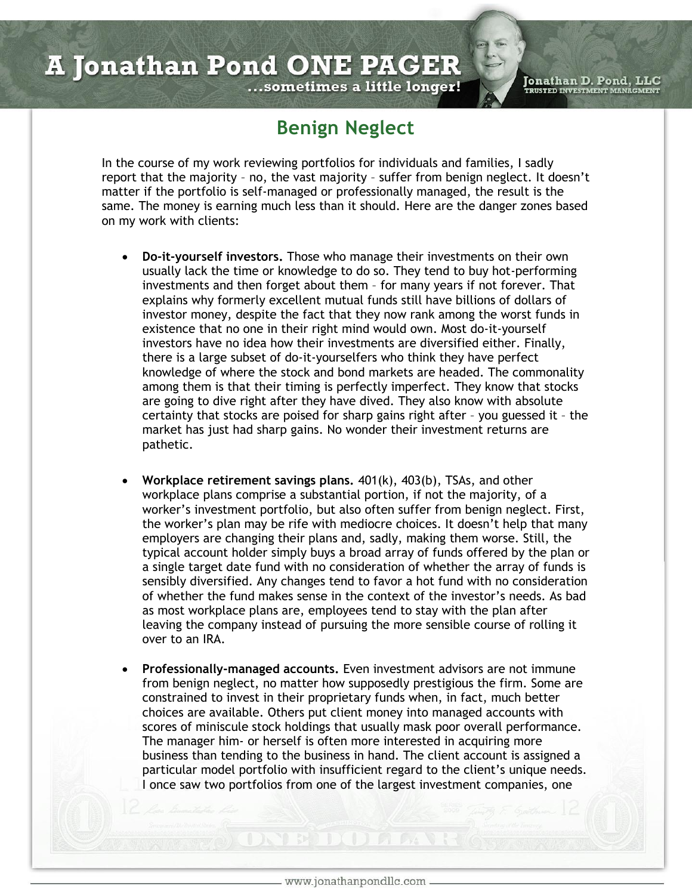A Jonathan Pond ONE PAGER

...sometimes a little longer!

Jonathan D. Pond, LLC
TRUSTED INVESTMENT MANAGMENT

# Benign Neglect

In the course of my work reviewing portfolios for individuals and families, I sadly report that the majority – no, the vast majority – suffer from benign neglect. It doesn't matter if the portfolio is self-managed or professionally managed, the result is the same. The money is earning much less than it should. Here are the danger zones based on my work with clients:

- **Do-it-yourself investors.** Those who manage their investments on their own usually lack the time or knowledge to do so. They tend to buy hot-performing investments and then forget about them – for many years if not forever. That explains why formerly excellent mutual funds still have billions of dollars of investor money, despite the fact that they now rank among the worst funds in existence that no one in their right mind would own. Most do-it-yourself investors have no idea how their investments are diversified either. Finally, there is a large subset of do-it-yourselfers who think they have perfect knowledge of where the stock and bond markets are headed. The commonality among them is that their timing is perfectly imperfect. They know that stocks are going to dive right after they have dived. They also know with absolute certainty that stocks are poised for sharp gains right after – you guessed it – the market has just had sharp gains. No wonder their investment returns are pathetic.

- **Workplace retirement savings plans.** 401(k), 403(b), TSAs, and other workplace plans comprise a substantial portion, if not the majority, of a worker's investment portfolio, but also often suffer from benign neglect. First, the worker's plan may be rife with mediocre choices. It doesn't help that many employers are changing their plans and, sadly, making them worse. Still, the typical account holder simply buys a broad array of funds offered by the plan or a single target date fund with no consideration of whether the array of funds is sensibly diversified. Any changes tend to favor a hot fund with no consideration of whether the fund makes sense in the context of the investor's needs. As bad as most workplace plans are, employees tend to stay with the plan after leaving the company instead of pursuing the more sensible course of rolling it over to an IRA.

- **Professionally-managed accounts.** Even investment advisors are not immune from benign neglect, no matter how supposedly prestigious the firm. Some are constrained to invest in their proprietary funds when, in fact, much better choices are available. Others put client money into managed accounts with scores of miniscule stock holdings that usually mask poor overall performance. The manager him- or herself is often more interested in acquiring more business than tending to the business in hand. The client account is assigned a particular model portfolio with insufficient regard to the client's unique needs. I once saw two portfolios from one of the largest investment companies, one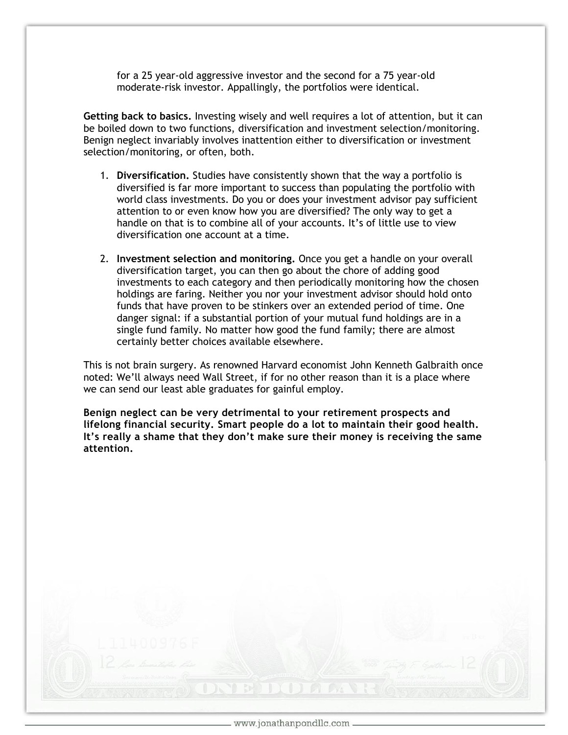for a 25 year-old aggressive investor and the second for a 75 year-old moderate-risk investor. Appallingly, the portfolios were identical.

**Getting back to basics.** Investing wisely and well requires a lot of attention, but it can be boiled down to two functions, diversification and investment selection/monitoring. Benign neglect invariably involves inattention either to diversification or investment selection/monitoring, or often, both.

1. **Diversification.** Studies have consistently shown that the way a portfolio is diversified is far more important to success than populating the portfolio with world class investments. Do you or does your investment advisor pay sufficient attention to or even know how you are diversified? The only way to get a handle on that is to combine all of your accounts. It's of little use to view diversification one account at a time.

2. **Investment selection and monitoring.** Once you get a handle on your overall diversification target, you can then go about the chore of adding good investments to each category and then periodically monitoring how the chosen holdings are faring. Neither you nor your investment advisor should hold onto funds that have proven to be stinkers over an extended period of time. One danger signal: if a substantial portion of your mutual fund holdings are in a single fund family. No matter how good the fund family; there are almost certainly better choices available elsewhere.

This is not brain surgery. As renowned Harvard economist John Kenneth Galbraith once noted: We'll always need Wall Street, if for no other reason than it is a place where we can send our least able graduates for gainful employ.

**Benign neglect can be very detrimental to your retirement prospects and lifelong financial security. Smart people do a lot to maintain their good health. It's really a shame that they don't make sure their money is receiving the same attention.**